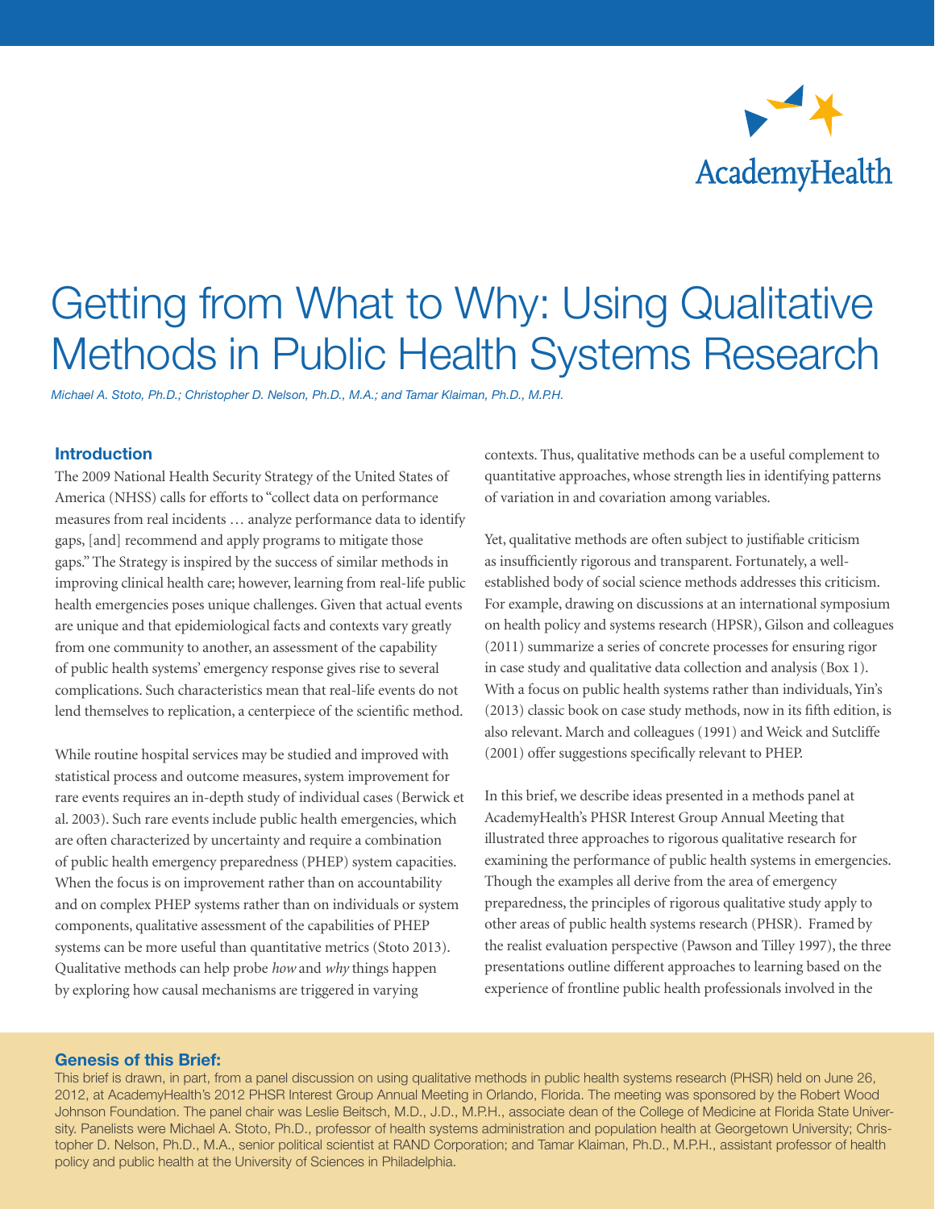AcademyHealth

# Getting from What to Why: Using Qualitative Methods in Public Health Systems Research

*Michael A. Stoto, Ph.D.; Christopher D. Nelson, Ph.D., M.A.; and Tamar Klaiman, Ph.D., M.P.H.*

## Introduction

The 2009 National Health Security Strategy of the United States of America (NHSS) calls for efforts to "collect data on performance measures from real incidents … analyze performance data to identify gaps, [and] recommend and apply programs to mitigate those gaps." The Strategy is inspired by the success of similar methods in improving clinical health care; however, learning from real-life public health emergencies poses unique challenges. Given that actual events are unique and that epidemiological facts and contexts vary greatly from one community to another, an assessment of the capability of public health systems' emergency response gives rise to several complications. Such characteristics mean that real-life events do not lend themselves to replication, a centerpiece of the scientific method.

While routine hospital services may be studied and improved with statistical process and outcome measures, system improvement for rare events requires an in-depth study of individual cases (Berwick et al. 2003). Such rare events include public health emergencies, which are often characterized by uncertainty and require a combination of public health emergency preparedness (PHEP) system capacities. When the focus is on improvement rather than on accountability and on complex PHEP systems rather than on individuals or system components, qualitative assessment of the capabilities of PHEP systems can be more useful than quantitative metrics (Stoto 2013). Qualitative methods can help probe *how* and *why* things happen by exploring how causal mechanisms are triggered in varying contexts. Thus, qualitative methods can be a useful complement to quantitative approaches, whose strength lies in identifying patterns of variation in and covariation among variables.

Yet, qualitative methods are often subject to justifiable criticism as insufficiently rigorous and transparent. Fortunately, a well-established body of social science methods addresses this criticism. For example, drawing on discussions at an international symposium on health policy and systems research (HPSR), Gilson and colleagues (2011) summarize a series of concrete processes for ensuring rigor in case study and qualitative data collection and analysis (Box 1). With a focus on public health systems rather than individuals, Yin's (2013) classic book on case study methods, now in its fifth edition, is also relevant. March and colleagues (1991) and Weick and Sutcliffe (2001) offer suggestions specifically relevant to PHEP.

In this brief, we describe ideas presented in a methods panel at AcademyHealth's PHSR Interest Group Annual Meeting that illustrated three approaches to rigorous qualitative research for examining the performance of public health systems in emergencies. Though the examples all derive from the area of emergency preparedness, the principles of rigorous qualitative study apply to other areas of public health systems research (PHSR). Framed by the realist evaluation perspective (Pawson and Tilley 1997), the three presentations outline different approaches to learning based on the experience of frontline public health professionals involved in the

### Genesis of this Brief:

This brief is drawn, in part, from a panel discussion on using qualitative methods in public health systems research (PHSR) held on June 26, 2012, at AcademyHealth's 2012 PHSR Interest Group Annual Meeting in Orlando, Florida. The meeting was sponsored by the Robert Wood Johnson Foundation. The panel chair was Leslie Beitsch, M.D., J.D., M.P.H., associate dean of the College of Medicine at Florida State University. Panelists were Michael A. Stoto, Ph.D., professor of health systems administration and population health at Georgetown University; Christopher D. Nelson, Ph.D., M.A., senior political scientist at RAND Corporation; and Tamar Klaiman, Ph.D., M.P.H., assistant professor of health policy and public health at the University of Sciences in Philadelphia.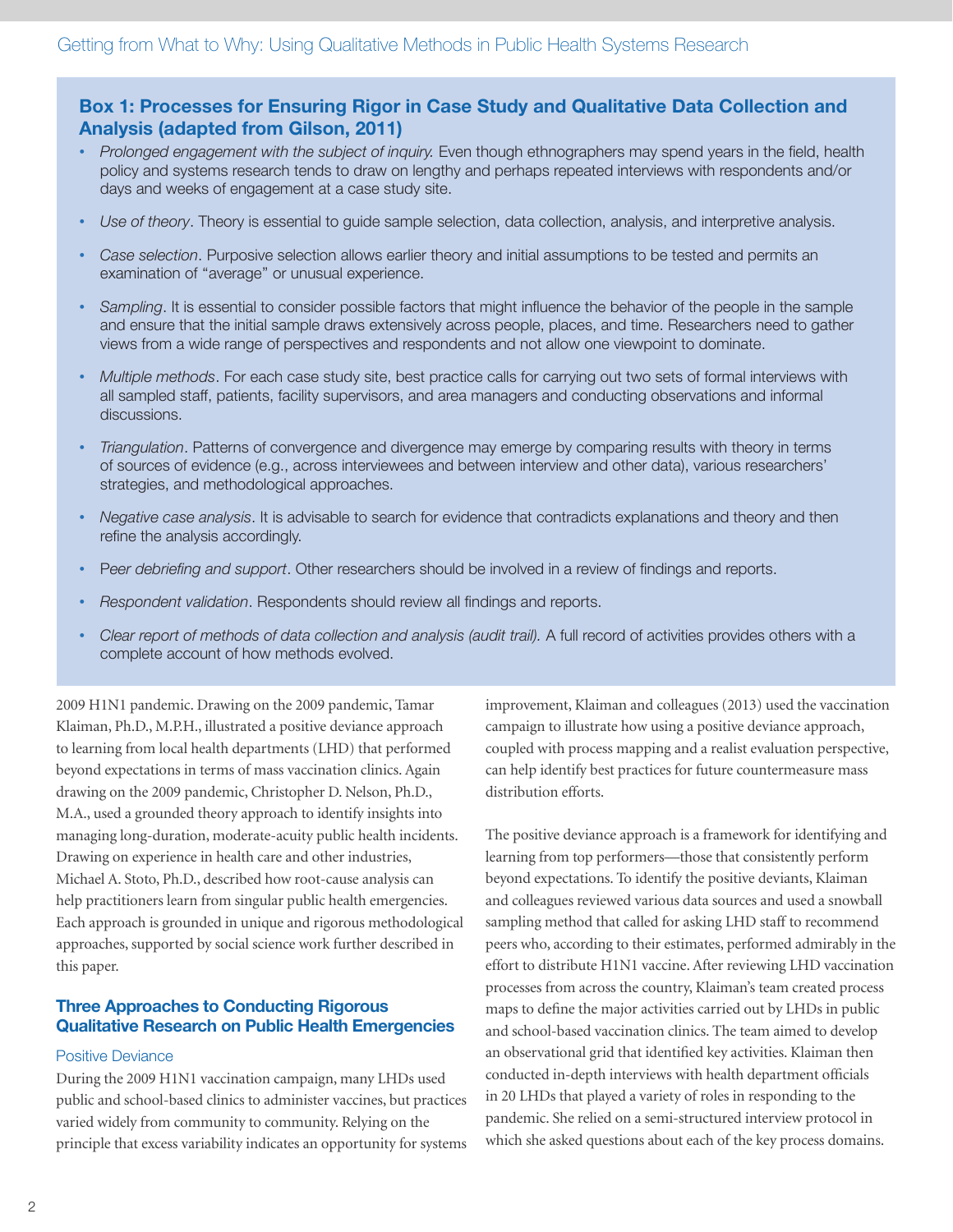### Box 1: Processes for Ensuring Rigor in Case Study and Qualitative Data Collection and Analysis (adapted from Gilson, 2011)

- *Prolonged engagement with the subject of inquiry.* Even though ethnographers may spend years in the field, health policy and systems research tends to draw on lengthy and perhaps repeated interviews with respondents and/or days and weeks of engagement at a case study site.
- *Use of theory*. Theory is essential to guide sample selection, data collection, analysis, and interpretive analysis.
- *Case selection*. Purposive selection allows earlier theory and initial assumptions to be tested and permits an examination of "average" or unusual experience.
- *Sampling*. It is essential to consider possible factors that might influence the behavior of the people in the sample and ensure that the initial sample draws extensively across people, places, and time. Researchers need to gather views from a wide range of perspectives and respondents and not allow one viewpoint to dominate.
- *Multiple methods*. For each case study site, best practice calls for carrying out two sets of formal interviews with all sampled staff, patients, facility supervisors, and area managers and conducting observations and informal discussions.
- *Triangulation*. Patterns of convergence and divergence may emerge by comparing results with theory in terms of sources of evidence (e.g., across interviewees and between interview and other data), various researchers' strategies, and methodological approaches.
- *Negative case analysis*. It is advisable to search for evidence that contradicts explanations and theory and then refine the analysis accordingly.
- P*eer debriefing and support*. Other researchers should be involved in a review of findings and reports.
- *Respondent validation*. Respondents should review all findings and reports.
- *Clear report of methods of data collection and analysis (audit trail).* A full record of activities provides others with a complete account of how methods evolved.

2009 H1N1 pandemic. Drawing on the 2009 pandemic, Tamar Klaiman, Ph.D., M.P.H., illustrated a positive deviance approach to learning from local health departments (LHD) that performed beyond expectations in terms of mass vaccination clinics. Again drawing on the 2009 pandemic, Christopher D. Nelson, Ph.D., M.A., used a grounded theory approach to identify insights into managing long-duration, moderate-acuity public health incidents. Drawing on experience in health care and other industries, Michael A. Stoto, Ph.D., described how root-cause analysis can help practitioners learn from singular public health emergencies. Each approach is grounded in unique and rigorous methodological approaches, supported by social science work further described in this paper.

## Three Approaches to Conducting Rigorous Qualitative Research on Public Health Emergencies

### Positive Deviance

During the 2009 H1N1 vaccination campaign, many LHDs used public and school-based clinics to administer vaccines, but practices varied widely from community to community. Relying on the principle that excess variability indicates an opportunity for systems improvement, Klaiman and colleagues (2013) used the vaccination campaign to illustrate how using a positive deviance approach, coupled with process mapping and a realist evaluation perspective, can help identify best practices for future countermeasure mass distribution efforts.

The positive deviance approach is a framework for identifying and learning from top performers—those that consistently perform beyond expectations. To identify the positive deviants, Klaiman and colleagues reviewed various data sources and used a snowball sampling method that called for asking LHD staff to recommend peers who, according to their estimates, performed admirably in the effort to distribute H1N1 vaccine. After reviewing LHD vaccination processes from across the country, Klaiman's team created process maps to define the major activities carried out by LHDs in public and school-based vaccination clinics. The team aimed to develop an observational grid that identified key activities. Klaiman then conducted in-depth interviews with health department officials in 20 LHDs that played a variety of roles in responding to the pandemic. She relied on a semi-structured interview protocol in which she asked questions about each of the key process domains.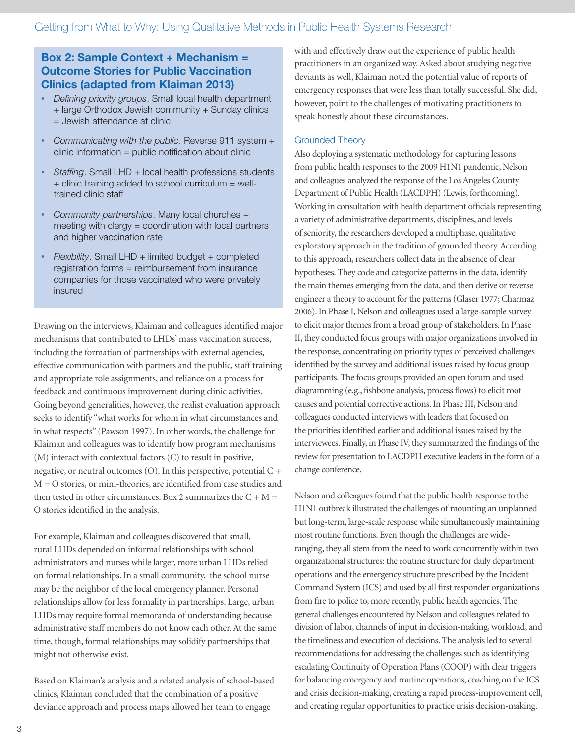### Box 2: Sample Context + Mechanism = Outcome Stories for Public Vaccination Clinics (adapted from Klaiman 2013)

- *Defining priority groups*. Small local health department + large Orthodox Jewish community + Sunday clinics = Jewish attendance at clinic
- *Communicating with the public*. Reverse 911 system + clinic information = public notification about clinic
- *Staffing*. Small LHD + local health professions students + clinic training added to school curriculum = well-trained clinic staff
- *Community partnerships*. Many local churches + meeting with clergy = coordination with local partners and higher vaccination rate
- *Flexibility*. Small LHD + limited budget + completed registration forms = reimbursement from insurance companies for those vaccinated who were privately insured

Drawing on the interviews, Klaiman and colleagues identified major mechanisms that contributed to LHDs' mass vaccination success, including the formation of partnerships with external agencies, effective communication with partners and the public, staff training and appropriate role assignments, and reliance on a process for feedback and continuous improvement during clinic activities. Going beyond generalities, however, the realist evaluation approach seeks to identify "what works for whom in what circumstances and in what respects" (Pawson 1997). In other words, the challenge for Klaiman and colleagues was to identify how program mechanisms (M) interact with contextual factors (C) to result in positive, negative, or neutral outcomes (O). In this perspective, potential C + M = O stories, or mini-theories, are identified from case studies and then tested in other circumstances. Box 2 summarizes the C + M = O stories identified in the analysis.

For example, Klaiman and colleagues discovered that small, rural LHDs depended on informal relationships with school administrators and nurses while larger, more urban LHDs relied on formal relationships. In a small community, the school nurse may be the neighbor of the local emergency planner. Personal relationships allow for less formality in partnerships. Large, urban LHDs may require formal memoranda of understanding because administrative staff members do not know each other. At the same time, though, formal relationships may solidify partnerships that might not otherwise exist.

Based on Klaiman's analysis and a related analysis of school-based clinics, Klaiman concluded that the combination of a positive deviance approach and process maps allowed her team to engage with and effectively draw out the experience of public health practitioners in an organized way. Asked about studying negative deviants as well, Klaiman noted the potential value of reports of emergency responses that were less than totally successful. She did, however, point to the challenges of motivating practitioners to speak honestly about these circumstances.

## Grounded Theory

Also deploying a systematic methodology for capturing lessons from public health responses to the 2009 H1N1 pandemic, Nelson and colleagues analyzed the response of the Los Angeles County Department of Public Health (LACDPH) (Lewis, forthcoming). Working in consultation with health department officials representing a variety of administrative departments, disciplines, and levels of seniority, the researchers developed a multiphase, qualitative exploratory approach in the tradition of grounded theory. According to this approach, researchers collect data in the absence of clear hypotheses. They code and categorize patterns in the data, identify the main themes emerging from the data, and then derive or reverse engineer a theory to account for the patterns (Glaser 1977; Charmaz 2006). In Phase I, Nelson and colleagues used a large-sample survey to elicit major themes from a broad group of stakeholders. In Phase II, they conducted focus groups with major organizations involved in the response, concentrating on priority types of perceived challenges identified by the survey and additional issues raised by focus group participants. The focus groups provided an open forum and used diagramming (e.g., fishbone analysis, process flows) to elicit root causes and potential corrective actions. In Phase III, Nelson and colleagues conducted interviews with leaders that focused on the priorities identified earlier and additional issues raised by the interviewees. Finally, in Phase IV, they summarized the findings of the review for presentation to LACDPH executive leaders in the form of a change conference.

Nelson and colleagues found that the public health response to the H1N1 outbreak illustrated the challenges of mounting an unplanned but long-term, large-scale response while simultaneously maintaining most routine functions. Even though the challenges are wide-ranging, they all stem from the need to work concurrently within two organizational structures: the routine structure for daily department operations and the emergency structure prescribed by the Incident Command System (ICS) and used by all first responder organizations from fire to police to, more recently, public health agencies. The general challenges encountered by Nelson and colleagues related to division of labor, channels of input in decision-making, workload, and the timeliness and execution of decisions. The analysis led to several recommendations for addressing the challenges such as identifying escalating Continuity of Operation Plans (COOP) with clear triggers for balancing emergency and routine operations, coaching on the ICS and crisis decision-making, creating a rapid process-improvement cell, and creating regular opportunities to practice crisis decision-making.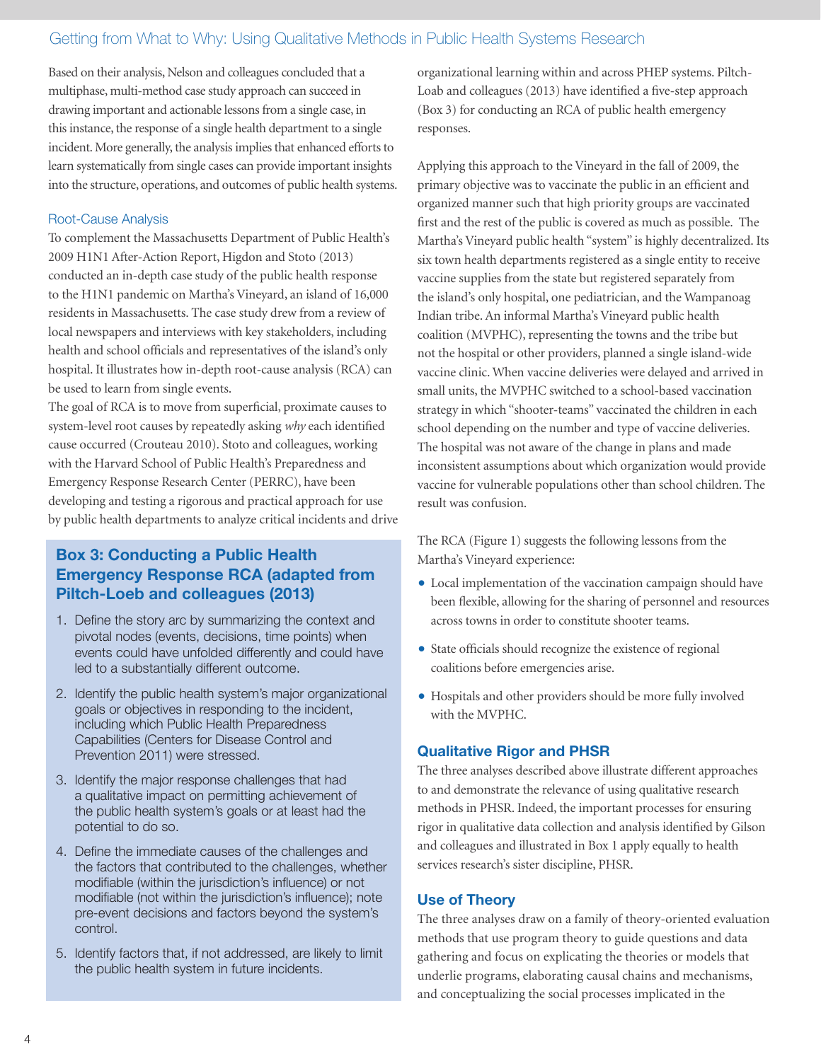Based on their analysis, Nelson and colleagues concluded that a multiphase, multi-method case study approach can succeed in drawing important and actionable lessons from a single case, in this instance, the response of a single health department to a single incident. More generally, the analysis implies that enhanced efforts to learn systematically from single cases can provide important insights into the structure, operations, and outcomes of public health systems.

### Root-Cause Analysis

To complement the Massachusetts Department of Public Health's 2009 H1N1 After-Action Report, Higdon and Stoto (2013) conducted an in-depth case study of the public health response to the H1N1 pandemic on Martha's Vineyard, an island of 16,000 residents in Massachusetts. The case study drew from a review of local newspapers and interviews with key stakeholders, including health and school officials and representatives of the island's only hospital. It illustrates how in-depth root-cause analysis (RCA) can be used to learn from single events.

The goal of RCA is to move from superficial, proximate causes to system-level root causes by repeatedly asking *why* each identified cause occurred (Crouteau 2010). Stoto and colleagues, working with the Harvard School of Public Health's Preparedness and Emergency Response Research Center (PERRC), have been developing and testing a rigorous and practical approach for use by public health departments to analyze critical incidents and drive organizational learning within and across PHEP systems. Piltch-Loab and colleagues (2013) have identified a five-step approach (Box 3) for conducting an RCA of public health emergency responses.

**Box 3: Conducting a Public Health Emergency Response RCA (adapted from Piltch-Loeb and colleagues (2013)**

1. Define the story arc by summarizing the context and pivotal nodes (events, decisions, time points) when events could have unfolded differently and could have led to a substantially different outcome.
2. Identify the public health system's major organizational goals or objectives in responding to the incident, including which Public Health Preparedness Capabilities (Centers for Disease Control and Prevention 2011) were stressed.
3. Identify the major response challenges that had a qualitative impact on permitting achievement of the public health system's goals or at least had the potential to do so.
4. Define the immediate causes of the challenges and the factors that contributed to the challenges, whether modifiable (within the jurisdiction's influence) or not modifiable (not within the jurisdiction's influence); note pre-event decisions and factors beyond the system's control.
5. Identify factors that, if not addressed, are likely to limit the public health system in future incidents.

Applying this approach to the Vineyard in the fall of 2009, the primary objective was to vaccinate the public in an efficient and organized manner such that high priority groups are vaccinated first and the rest of the public is covered as much as possible. The Martha's Vineyard public health "system" is highly decentralized. Its six town health departments registered as a single entity to receive vaccine supplies from the state but registered separately from the island's only hospital, one pediatrician, and the Wampanoag Indian tribe. An informal Martha's Vineyard public health coalition (MVPHC), representing the towns and the tribe but not the hospital or other providers, planned a single island-wide vaccine clinic. When vaccine deliveries were delayed and arrived in small units, the MVPHC switched to a school-based vaccination strategy in which "shooter-teams" vaccinated the children in each school depending on the number and type of vaccine deliveries. The hospital was not aware of the change in plans and made inconsistent assumptions about which organization would provide vaccine for vulnerable populations other than school children. The result was confusion.

The RCA (Figure 1) suggests the following lessons from the Martha's Vineyard experience:

- Local implementation of the vaccination campaign should have been flexible, allowing for the sharing of personnel and resources across towns in order to constitute shooter teams.
- State officials should recognize the existence of regional coalitions before emergencies arise.
- Hospitals and other providers should be more fully involved with the MVPHC.

## Qualitative Rigor and PHSR

The three analyses described above illustrate different approaches to and demonstrate the relevance of using qualitative research methods in PHSR. Indeed, the important processes for ensuring rigor in qualitative data collection and analysis identified by Gilson and colleagues and illustrated in Box 1 apply equally to health services research's sister discipline, PHSR.

## Use of Theory

The three analyses draw on a family of theory-oriented evaluation methods that use program theory to guide questions and data gathering and focus on explicating the theories or models that underlie programs, elaborating causal chains and mechanisms, and conceptualizing the social processes implicated in the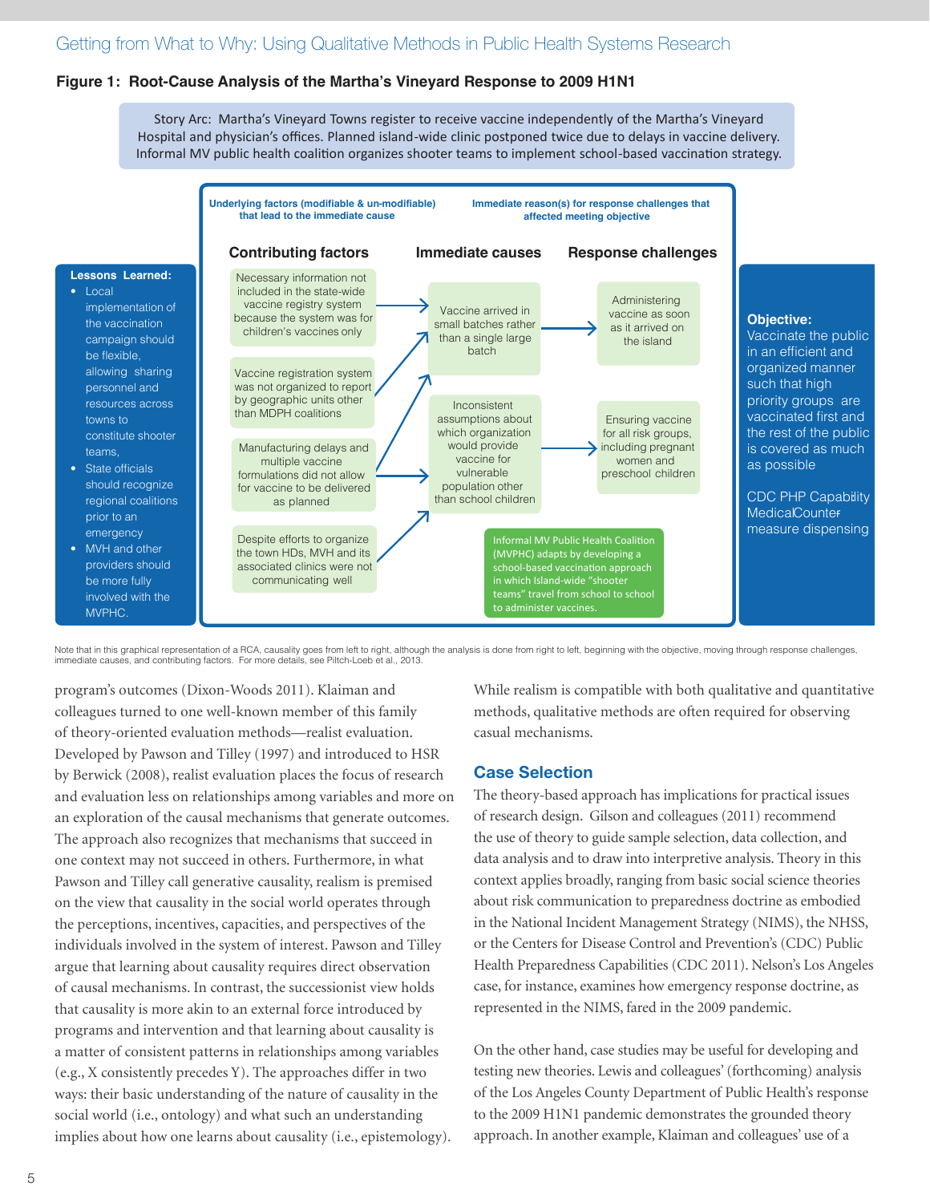**Figure 1: Root-Cause Analysis of the Martha's Vineyard Response to 2009 H1N1**

Story Arc: Martha's Vineyard Towns register to receive vaccine independently of the Martha's Vineyard Hospital and physician's offices. Planned island-wide clinic postponed twice due to delays in vaccine delivery. Informal MV public health coalition organizes shooter teams to implement school-based vaccination strategy.

**Lessons Learned:**

- Local implementation of the vaccination campaign should be flexible, allowing sharing personnel and resources across towns to constitute shooter teams,
- State officials should recognize regional coalitions prior to an emergency
- MVH and other providers should be more fully involved with the MVPHC.

Underlying factors (modifiable & un-modifiable) that lead to the immediate cause

Immediate reason(s) for response challenges that affected meeting objective

**Contributing factors**

- Necessary information not included in the state-wide vaccine registry system because the system was for children's vaccines only
- Vaccine registration system was not organized to report by geographic units other than MDPH coalitions
- Manufacturing delays and multiple vaccine formulations did not allow for vaccine to be delivered as planned
- Despite efforts to organize the town HDs, MVH and its associated clinics were not communicating well

**Immediate causes**

- Vaccine arrived in small batches rather than a single large batch
- Inconsistent assumptions about which organization would provide vaccine for vulnerable population other than school children

**Response challenges**

- Administering vaccine as soon as it arrived on the island
- Ensuring vaccine for all risk groups, including pregnant women and preschool children

Informal MV Public Health Coalition (MVPHC) adapts by developing a school-based vaccination approach in which Island-wide "shooter teams" travel from school to school to administer vaccines.

**Objective:** Vaccinate the public in an efficient and organized manner such that high priority groups are vaccinated first and the rest of the public is covered as much as possible

CDC PHP Capability Medical Countermeasure dispensing

Note that in this graphical representation of a RCA, causality goes from left to right, although the analysis is done from right to left, beginning with the objective, moving through response challenges, immediate causes, and contributing factors. For more details, see Piltch-Loeb et al., 2013.

program's outcomes (Dixon-Woods 2011). Klaiman and colleagues turned to one well-known member of this family of theory-oriented evaluation methods—realist evaluation. Developed by Pawson and Tilley (1997) and introduced to HSR by Berwick (2008), realist evaluation places the focus of research and evaluation less on relationships among variables and more on an exploration of the causal mechanisms that generate outcomes. The approach also recognizes that mechanisms that succeed in one context may not succeed in others. Furthermore, in what Pawson and Tilley call generative causality, realism is premised on the view that causality in the social world operates through the perceptions, incentives, capacities, and perspectives of the individuals involved in the system of interest. Pawson and Tilley argue that learning about causality requires direct observation of causal mechanisms. In contrast, the successionist view holds that causality is more akin to an external force introduced by programs and intervention and that learning about causality is a matter of consistent patterns in relationships among variables (e.g., X consistently precedes Y). The approaches differ in two ways: their basic understanding of the nature of causality in the social world (i.e., ontology) and what such an understanding implies about how one learns about causality (i.e., epistemology).

While realism is compatible with both qualitative and quantitative methods, qualitative methods are often required for observing casual mechanisms.

## Case Selection

The theory-based approach has implications for practical issues of research design. Gilson and colleagues (2011) recommend the use of theory to guide sample selection, data collection, and data analysis and to draw into interpretive analysis. Theory in this context applies broadly, ranging from basic social science theories about risk communication to preparedness doctrine as embodied in the National Incident Management Strategy (NIMS), the NHSS, or the Centers for Disease Control and Prevention's (CDC) Public Health Preparedness Capabilities (CDC 2011). Nelson's Los Angeles case, for instance, examines how emergency response doctrine, as represented in the NIMS, fared in the 2009 pandemic.

On the other hand, case studies may be useful for developing and testing new theories. Lewis and colleagues' (forthcoming) analysis of the Los Angeles County Department of Public Health's response to the 2009 H1N1 pandemic demonstrates the grounded theory approach. In another example, Klaiman and colleagues' use of a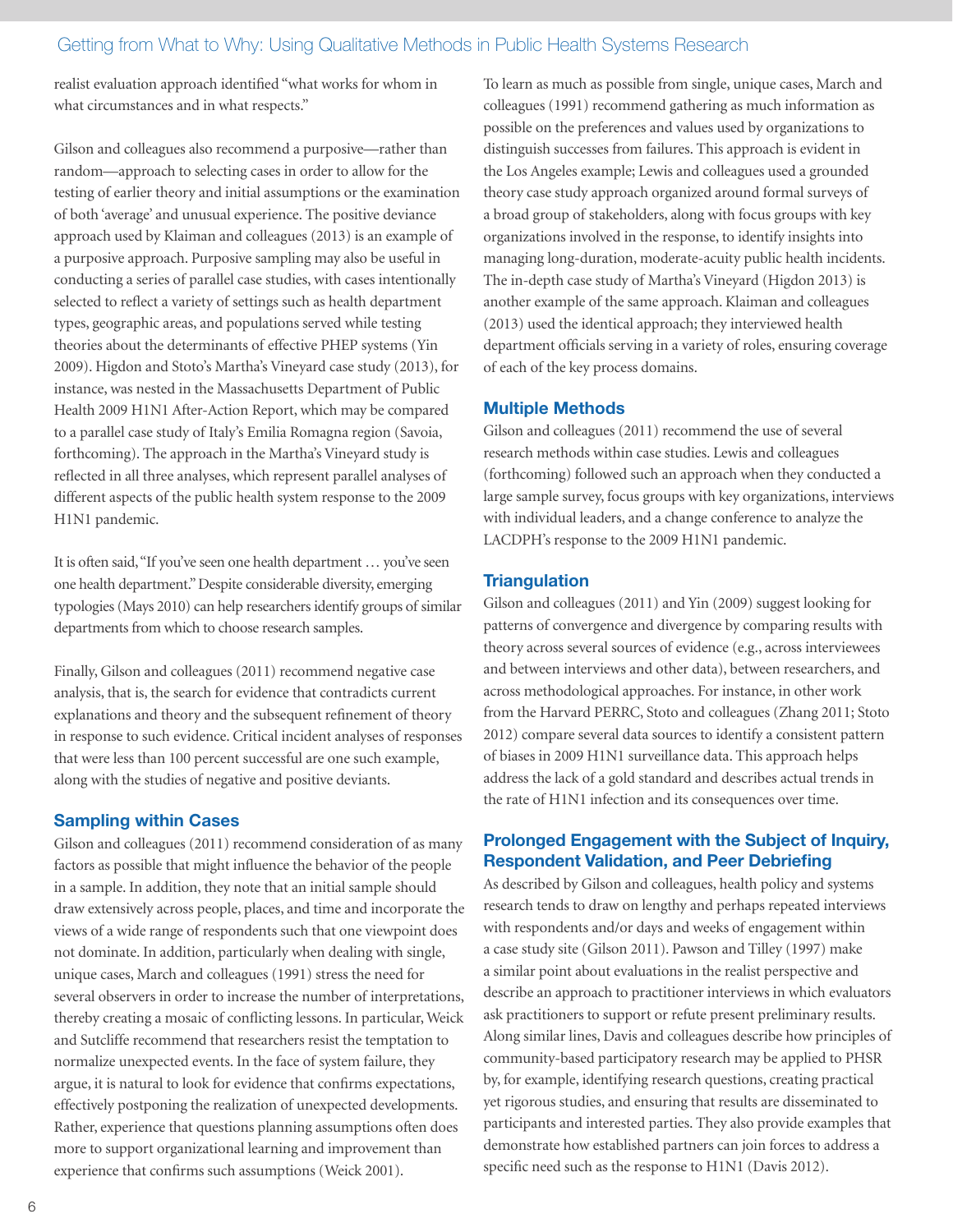realist evaluation approach identified "what works for whom in what circumstances and in what respects."

Gilson and colleagues also recommend a purposive—rather than random—approach to selecting cases in order to allow for the testing of earlier theory and initial assumptions or the examination of both 'average' and unusual experience. The positive deviance approach used by Klaiman and colleagues (2013) is an example of a purposive approach. Purposive sampling may also be useful in conducting a series of parallel case studies, with cases intentionally selected to reflect a variety of settings such as health department types, geographic areas, and populations served while testing theories about the determinants of effective PHEP systems (Yin 2009). Higdon and Stoto's Martha's Vineyard case study (2013), for instance, was nested in the Massachusetts Department of Public Health 2009 H1N1 After-Action Report, which may be compared to a parallel case study of Italy's Emilia Romagna region (Savoia, forthcoming). The approach in the Martha's Vineyard study is reflected in all three analyses, which represent parallel analyses of different aspects of the public health system response to the 2009 H1N1 pandemic.

It is often said, "If you've seen one health department … you've seen one health department." Despite considerable diversity, emerging typologies (Mays 2010) can help researchers identify groups of similar departments from which to choose research samples.

Finally, Gilson and colleagues (2011) recommend negative case analysis, that is, the search for evidence that contradicts current explanations and theory and the subsequent refinement of theory in response to such evidence. Critical incident analyses of responses that were less than 100 percent successful are one such example, along with the studies of negative and positive deviants.

### Sampling within Cases

Gilson and colleagues (2011) recommend consideration of as many factors as possible that might influence the behavior of the people in a sample. In addition, they note that an initial sample should draw extensively across people, places, and time and incorporate the views of a wide range of respondents such that one viewpoint does not dominate. In addition, particularly when dealing with single, unique cases, March and colleagues (1991) stress the need for several observers in order to increase the number of interpretations, thereby creating a mosaic of conflicting lessons. In particular, Weick and Sutcliffe recommend that researchers resist the temptation to normalize unexpected events. In the face of system failure, they argue, it is natural to look for evidence that confirms expectations, effectively postponing the realization of unexpected developments. Rather, experience that questions planning assumptions often does more to support organizational learning and improvement than experience that confirms such assumptions (Weick 2001).

To learn as much as possible from single, unique cases, March and colleagues (1991) recommend gathering as much information as possible on the preferences and values used by organizations to distinguish successes from failures. This approach is evident in the Los Angeles example; Lewis and colleagues used a grounded theory case study approach organized around formal surveys of a broad group of stakeholders, along with focus groups with key organizations involved in the response, to identify insights into managing long-duration, moderate-acuity public health incidents. The in-depth case study of Martha's Vineyard (Higdon 2013) is another example of the same approach. Klaiman and colleagues (2013) used the identical approach; they interviewed health department officials serving in a variety of roles, ensuring coverage of each of the key process domains.

### Multiple Methods

Gilson and colleagues (2011) recommend the use of several research methods within case studies. Lewis and colleagues (forthcoming) followed such an approach when they conducted a large sample survey, focus groups with key organizations, interviews with individual leaders, and a change conference to analyze the LACDPH's response to the 2009 H1N1 pandemic.

### Triangulation

Gilson and colleagues (2011) and Yin (2009) suggest looking for patterns of convergence and divergence by comparing results with theory across several sources of evidence (e.g., across interviewees and between interviews and other data), between researchers, and across methodological approaches. For instance, in other work from the Harvard PERRC, Stoto and colleagues (Zhang 2011; Stoto 2012) compare several data sources to identify a consistent pattern of biases in 2009 H1N1 surveillance data. This approach helps address the lack of a gold standard and describes actual trends in the rate of H1N1 infection and its consequences over time.

### Prolonged Engagement with the Subject of Inquiry, Respondent Validation, and Peer Debriefing

As described by Gilson and colleagues, health policy and systems research tends to draw on lengthy and perhaps repeated interviews with respondents and/or days and weeks of engagement within a case study site (Gilson 2011). Pawson and Tilley (1997) make a similar point about evaluations in the realist perspective and describe an approach to practitioner interviews in which evaluators ask practitioners to support or refute present preliminary results. Along similar lines, Davis and colleagues describe how principles of community-based participatory research may be applied to PHSR by, for example, identifying research questions, creating practical yet rigorous studies, and ensuring that results are disseminated to participants and interested parties. They also provide examples that demonstrate how established partners can join forces to address a specific need such as the response to H1N1 (Davis 2012).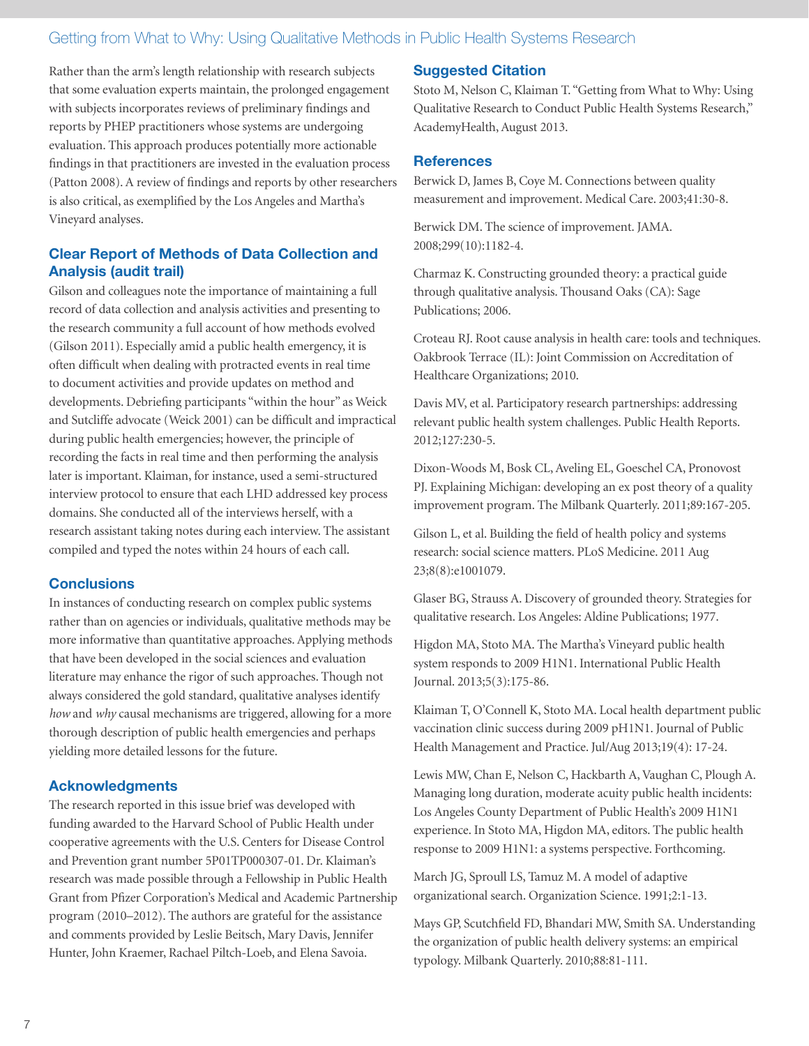Rather than the arm's length relationship with research subjects that some evaluation experts maintain, the prolonged engagement with subjects incorporates reviews of preliminary findings and reports by PHEP practitioners whose systems are undergoing evaluation. This approach produces potentially more actionable findings in that practitioners are invested in the evaluation process (Patton 2008). A review of findings and reports by other researchers is also critical, as exemplified by the Los Angeles and Martha's Vineyard analyses.

### Clear Report of Methods of Data Collection and Analysis (audit trail)

Gilson and colleagues note the importance of maintaining a full record of data collection and analysis activities and presenting to the research community a full account of how methods evolved (Gilson 2011). Especially amid a public health emergency, it is often difficult when dealing with protracted events in real time to document activities and provide updates on method and developments. Debriefing participants "within the hour" as Weick and Sutcliffe advocate (Weick 2001) can be difficult and impractical during public health emergencies; however, the principle of recording the facts in real time and then performing the analysis later is important. Klaiman, for instance, used a semi-structured interview protocol to ensure that each LHD addressed key process domains. She conducted all of the interviews herself, with a research assistant taking notes during each interview. The assistant compiled and typed the notes within 24 hours of each call.

### Conclusions

In instances of conducting research on complex public systems rather than on agencies or individuals, qualitative methods may be more informative than quantitative approaches. Applying methods that have been developed in the social sciences and evaluation literature may enhance the rigor of such approaches. Though not always considered the gold standard, qualitative analyses identify *how* and *why* causal mechanisms are triggered, allowing for a more thorough description of public health emergencies and perhaps yielding more detailed lessons for the future.

### Acknowledgments

The research reported in this issue brief was developed with funding awarded to the Harvard School of Public Health under cooperative agreements with the U.S. Centers for Disease Control and Prevention grant number 5P01TP000307-01. Dr. Klaiman's research was made possible through a Fellowship in Public Health Grant from Pfizer Corporation's Medical and Academic Partnership program (2010–2012). The authors are grateful for the assistance and comments provided by Leslie Beitsch, Mary Davis, Jennifer Hunter, John Kraemer, Rachael Piltch-Loeb, and Elena Savoia.

### Suggested Citation

Stoto M, Nelson C, Klaiman T. "Getting from What to Why: Using Qualitative Research to Conduct Public Health Systems Research," AcademyHealth, August 2013.

### References

Berwick D, James B, Coye M. Connections between quality measurement and improvement. Medical Care. 2003;41:30-8.

Berwick DM. The science of improvement. JAMA. 2008;299(10):1182-4.

Charmaz K. Constructing grounded theory: a practical guide through qualitative analysis. Thousand Oaks (CA): Sage Publications; 2006.

Croteau RJ. Root cause analysis in health care: tools and techniques. Oakbrook Terrace (IL): Joint Commission on Accreditation of Healthcare Organizations; 2010.

Davis MV, et al. Participatory research partnerships: addressing relevant public health system challenges. Public Health Reports. 2012;127:230-5.

Dixon-Woods M, Bosk CL, Aveling EL, Goeschel CA, Pronovost PJ. Explaining Michigan: developing an ex post theory of a quality improvement program. The Milbank Quarterly. 2011;89:167-205.

Gilson L, et al. Building the field of health policy and systems research: social science matters. PLoS Medicine. 2011 Aug 23;8(8):e1001079.

Glaser BG, Strauss A. Discovery of grounded theory. Strategies for qualitative research. Los Angeles: Aldine Publications; 1977.

Higdon MA, Stoto MA. The Martha's Vineyard public health system responds to 2009 H1N1. International Public Health Journal. 2013;5(3):175-86.

Klaiman T, O'Connell K, Stoto MA. Local health department public vaccination clinic success during 2009 pH1N1. Journal of Public Health Management and Practice. Jul/Aug 2013;19(4): 17-24.

Lewis MW, Chan E, Nelson C, Hackbarth A, Vaughan C, Plough A. Managing long duration, moderate acuity public health incidents: Los Angeles County Department of Public Health's 2009 H1N1 experience. In Stoto MA, Higdon MA, editors. The public health response to 2009 H1N1: a systems perspective. Forthcoming.

March JG, Sproull LS, Tamuz M. A model of adaptive organizational search. Organization Science. 1991;2:1-13.

Mays GP, Scutchfield FD, Bhandari MW, Smith SA. Understanding the organization of public health delivery systems: an empirical typology. Milbank Quarterly. 2010;88:81-111.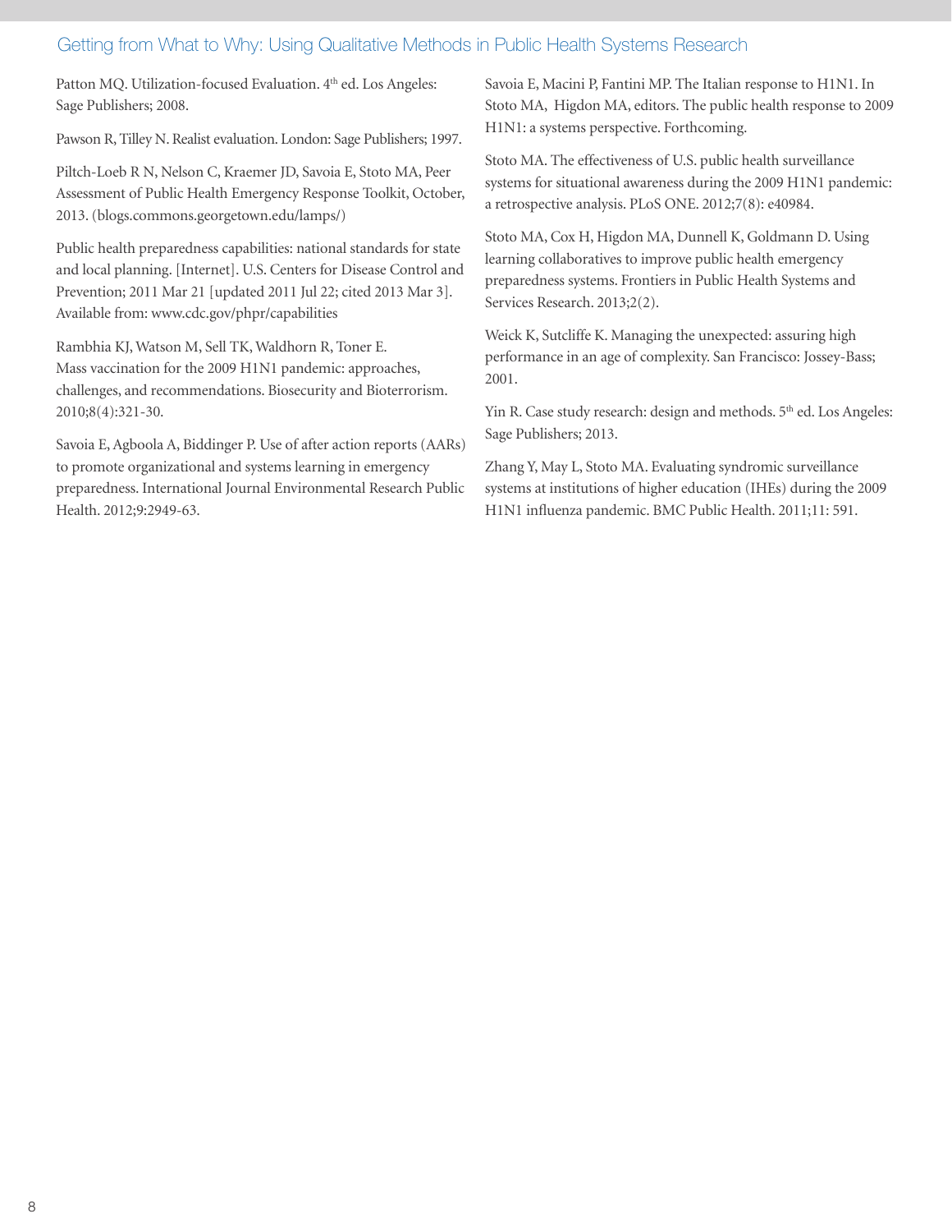Patton MQ. Utilization-focused Evaluation. 4th ed. Los Angeles: Sage Publishers; 2008.

Pawson R, Tilley N. Realist evaluation. London: Sage Publishers; 1997.

Piltch-Loeb R N, Nelson C, Kraemer JD, Savoia E, Stoto MA, Peer Assessment of Public Health Emergency Response Toolkit, October, 2013. (blogs.commons.georgetown.edu/lamps/)

Public health preparedness capabilities: national standards for state and local planning. [Internet]. U.S. Centers for Disease Control and Prevention; 2011 Mar 21 [updated 2011 Jul 22; cited 2013 Mar 3]. Available from: www.cdc.gov/phpr/capabilities

Rambhia KJ, Watson M, Sell TK, Waldhorn R, Toner E. Mass vaccination for the 2009 H1N1 pandemic: approaches, challenges, and recommendations. Biosecurity and Bioterrorism. 2010;8(4):321-30.

Savoia E, Agboola A, Biddinger P. Use of after action reports (AARs) to promote organizational and systems learning in emergency preparedness. International Journal Environmental Research Public Health. 2012;9:2949-63.

Savoia E, Macini P, Fantini MP. The Italian response to H1N1. In Stoto MA, Higdon MA, editors. The public health response to 2009 H1N1: a systems perspective. Forthcoming.

Stoto MA. The effectiveness of U.S. public health surveillance systems for situational awareness during the 2009 H1N1 pandemic: a retrospective analysis. PLoS ONE. 2012;7(8): e40984.

Stoto MA, Cox H, Higdon MA, Dunnell K, Goldmann D. Using learning collaboratives to improve public health emergency preparedness systems. Frontiers in Public Health Systems and Services Research. 2013;2(2).

Weick K, Sutcliffe K. Managing the unexpected: assuring high performance in an age of complexity. San Francisco: Jossey-Bass; 2001.

Yin R. Case study research: design and methods. 5th ed. Los Angeles: Sage Publishers; 2013.

Zhang Y, May L, Stoto MA. Evaluating syndromic surveillance systems at institutions of higher education (IHEs) during the 2009 H1N1 influenza pandemic. BMC Public Health. 2011;11: 591.